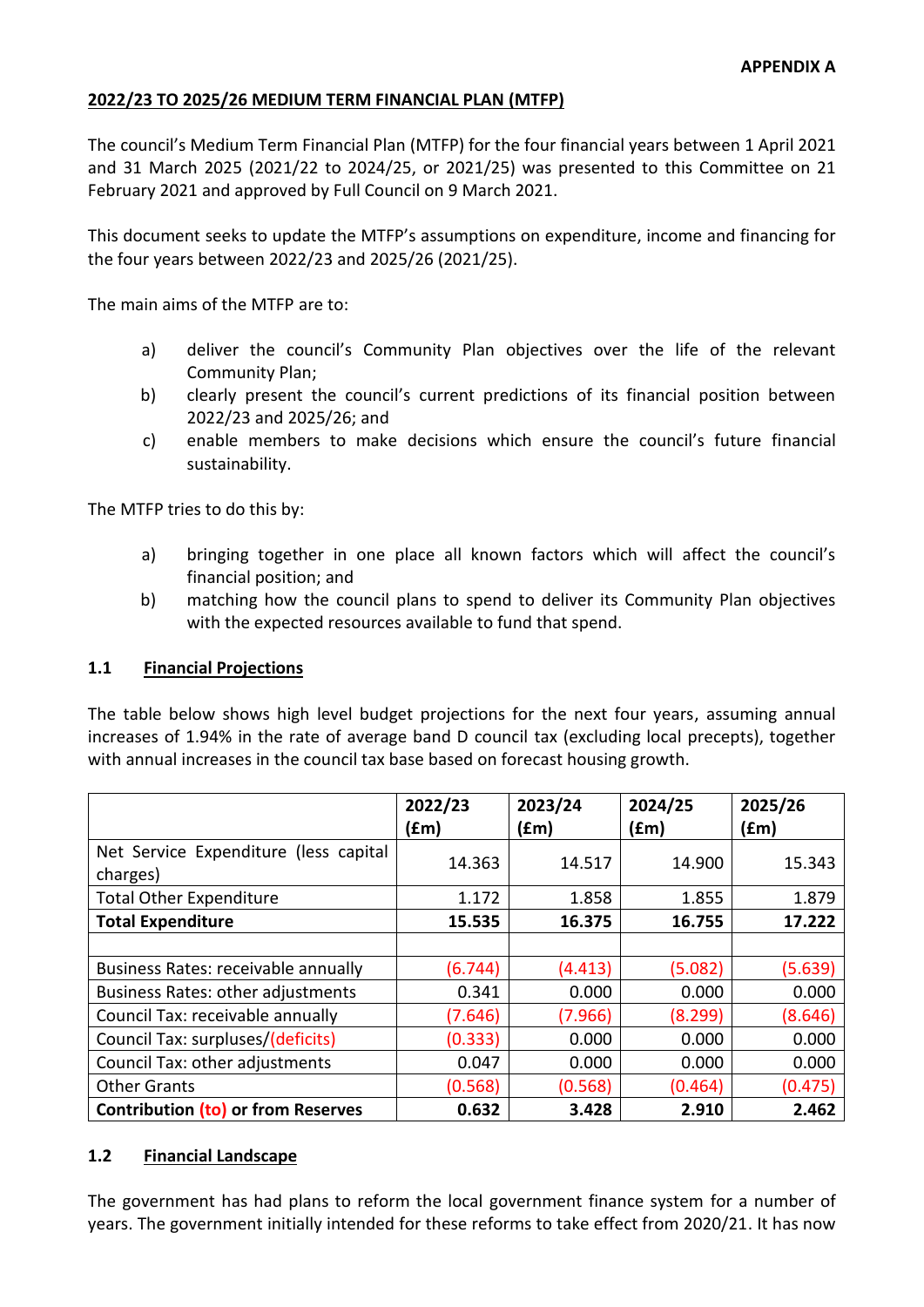**APPENDIX A**

## 2022/23 TO 2025/26 MEDIUM TERM FINANCIAL PLAN (MTFP)

The council's Medium Term Financial Plan (MTFP) for the four financial years between 1 April 2021 and 31 March 2025 (2021/22 to 2024/25, or 2021/25) was presented to this Committee on 21 February 2021 and approved by Full Council on 9 March 2021.

This document seeks to update the MTFP's assumptions on expenditure, income and financing for the four years between 2022/23 and 2025/26 (2021/25).

The main aims of the MTFP are to:

a) deliver the council's Community Plan objectives over the life of the relevant Community Plan;
b) clearly present the council's current predictions of its financial position between 2022/23 and 2025/26; and
c) enable members to make decisions which ensure the council's future financial sustainability.

The MTFP tries to do this by:

a) bringing together in one place all known factors which will affect the council's financial position; and
b) matching how the council plans to spend to deliver its Community Plan objectives with the expected resources available to fund that spend.

### 1.1 Financial Projections

The table below shows high level budget projections for the next four years, assuming annual increases of 1.94% in the rate of average band D council tax (excluding local precepts), together with annual increases in the council tax base based on forecast housing growth.

| | 2022/23 (£m) | 2023/24 (£m) | 2024/25 (£m) | 2025/26 (£m) |
|---|---|---|---|---|
| Net Service Expenditure (less capital charges) | 14.363 | 14.517 | 14.900 | 15.343 |
| Total Other Expenditure | 1.172 | 1.858 | 1.855 | 1.879 |
| **Total Expenditure** | **15.535** | **16.375** | **16.755** | **17.222** |
| | | | | |
| Business Rates: receivable annually | (6.744) | (4.413) | (5.082) | (5.639) |
| Business Rates: other adjustments | 0.341 | 0.000 | 0.000 | 0.000 |
| Council Tax: receivable annually | (7.646) | (7.966) | (8.299) | (8.646) |
| Council Tax: surpluses/(deficits) | (0.333) | 0.000 | 0.000 | 0.000 |
| Council Tax: other adjustments | 0.047 | 0.000 | 0.000 | 0.000 |
| Other Grants | (0.568) | (0.568) | (0.464) | (0.475) |
| **Contribution (to) or from Reserves** | **0.632** | **3.428** | **2.910** | **2.462** |

### 1.2 Financial Landscape

The government has had plans to reform the local government finance system for a number of years. The government initially intended for these reforms to take effect from 2020/21. It has now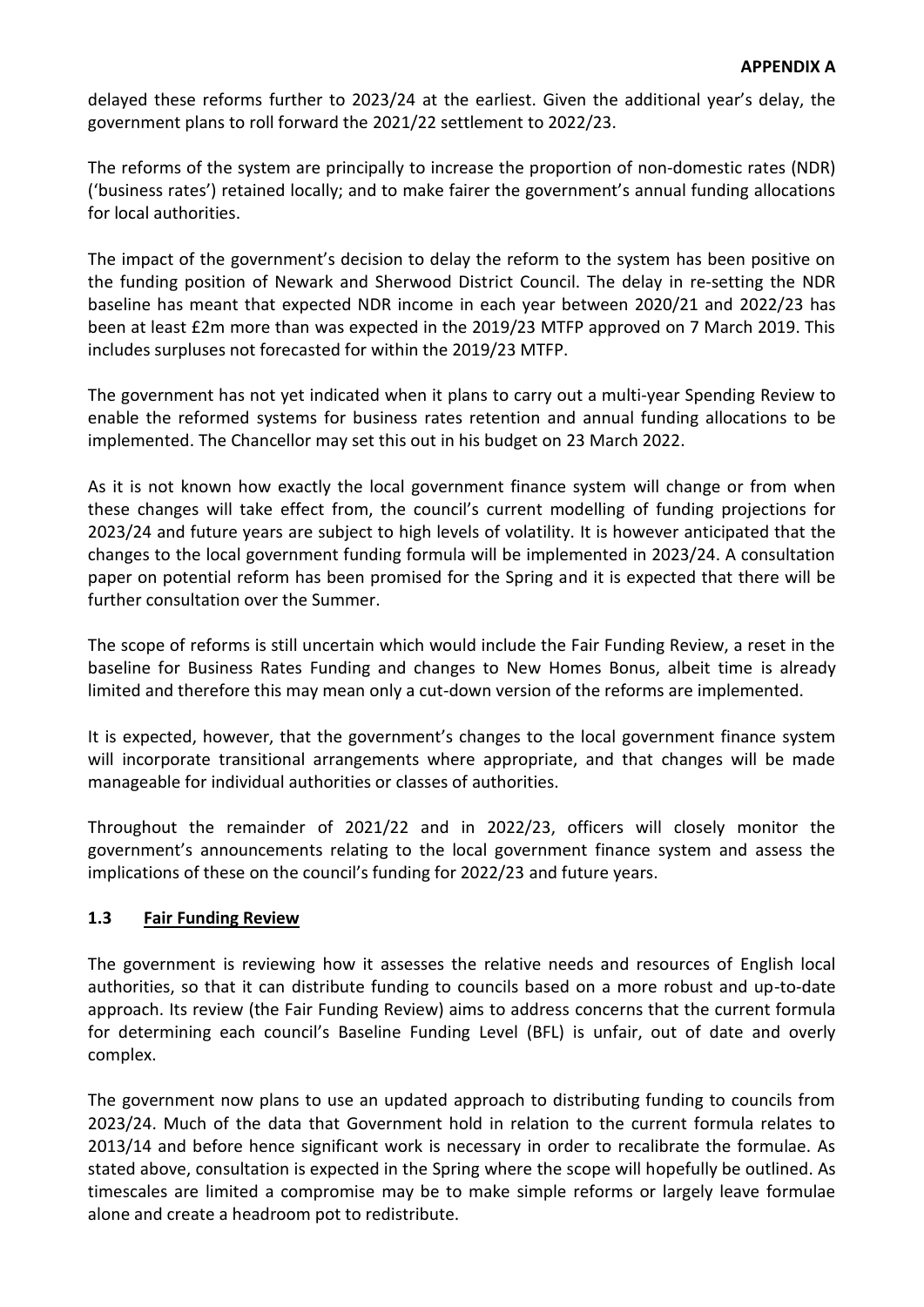delayed these reforms further to 2023/24 at the earliest. Given the additional year's delay, the government plans to roll forward the 2021/22 settlement to 2022/23.

The reforms of the system are principally to increase the proportion of non-domestic rates (NDR) ('business rates') retained locally; and to make fairer the government's annual funding allocations for local authorities.

The impact of the government's decision to delay the reform to the system has been positive on the funding position of Newark and Sherwood District Council. The delay in re-setting the NDR baseline has meant that expected NDR income in each year between 2020/21 and 2022/23 has been at least £2m more than was expected in the 2019/23 MTFP approved on 7 March 2019. This includes surpluses not forecasted for within the 2019/23 MTFP.

The government has not yet indicated when it plans to carry out a multi-year Spending Review to enable the reformed systems for business rates retention and annual funding allocations to be implemented. The Chancellor may set this out in his budget on 23 March 2022.

As it is not known how exactly the local government finance system will change or from when these changes will take effect from, the council's current modelling of funding projections for 2023/24 and future years are subject to high levels of volatility. It is however anticipated that the changes to the local government funding formula will be implemented in 2023/24. A consultation paper on potential reform has been promised for the Spring and it is expected that there will be further consultation over the Summer.

The scope of reforms is still uncertain which would include the Fair Funding Review, a reset in the baseline for Business Rates Funding and changes to New Homes Bonus, albeit time is already limited and therefore this may mean only a cut-down version of the reforms are implemented.

It is expected, however, that the government's changes to the local government finance system will incorporate transitional arrangements where appropriate, and that changes will be made manageable for individual authorities or classes of authorities.

Throughout the remainder of 2021/22 and in 2022/23, officers will closely monitor the government's announcements relating to the local government finance system and assess the implications of these on the council's funding for 2022/23 and future years.

## 1.3 Fair Funding Review

The government is reviewing how it assesses the relative needs and resources of English local authorities, so that it can distribute funding to councils based on a more robust and up-to-date approach. Its review (the Fair Funding Review) aims to address concerns that the current formula for determining each council's Baseline Funding Level (BFL) is unfair, out of date and overly complex.

The government now plans to use an updated approach to distributing funding to councils from 2023/24. Much of the data that Government hold in relation to the current formula relates to 2013/14 and before hence significant work is necessary in order to recalibrate the formulae. As stated above, consultation is expected in the Spring where the scope will hopefully be outlined. As timescales are limited a compromise may be to make simple reforms or largely leave formulae alone and create a headroom pot to redistribute.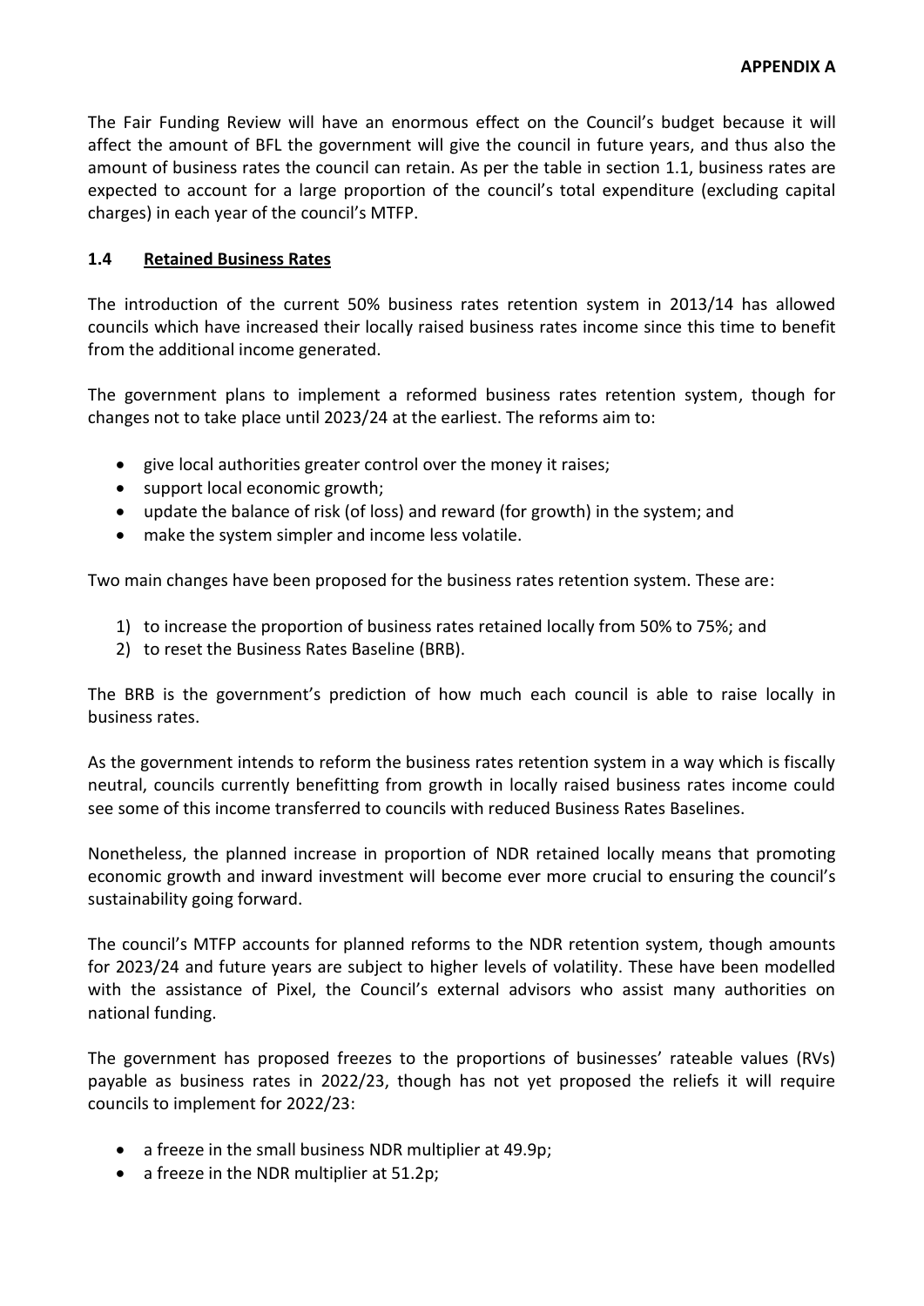The Fair Funding Review will have an enormous effect on the Council's budget because it will affect the amount of BFL the government will give the council in future years, and thus also the amount of business rates the council can retain. As per the table in section 1.1, business rates are expected to account for a large proportion of the council's total expenditure (excluding capital charges) in each year of the council's MTFP.

### 1.4 Retained Business Rates

The introduction of the current 50% business rates retention system in 2013/14 has allowed councils which have increased their locally raised business rates income since this time to benefit from the additional income generated.

The government plans to implement a reformed business rates retention system, though for changes not to take place until 2023/24 at the earliest. The reforms aim to:

- give local authorities greater control over the money it raises;
- support local economic growth;
- update the balance of risk (of loss) and reward (for growth) in the system; and
- make the system simpler and income less volatile.

Two main changes have been proposed for the business rates retention system. These are:

1) to increase the proportion of business rates retained locally from 50% to 75%; and
2) to reset the Business Rates Baseline (BRB).

The BRB is the government's prediction of how much each council is able to raise locally in business rates.

As the government intends to reform the business rates retention system in a way which is fiscally neutral, councils currently benefitting from growth in locally raised business rates income could see some of this income transferred to councils with reduced Business Rates Baselines.

Nonetheless, the planned increase in proportion of NDR retained locally means that promoting economic growth and inward investment will become ever more crucial to ensuring the council's sustainability going forward.

The council's MTFP accounts for planned reforms to the NDR retention system, though amounts for 2023/24 and future years are subject to higher levels of volatility. These have been modelled with the assistance of Pixel, the Council's external advisors who assist many authorities on national funding.

The government has proposed freezes to the proportions of businesses' rateable values (RVs) payable as business rates in 2022/23, though has not yet proposed the reliefs it will require councils to implement for 2022/23:

- a freeze in the small business NDR multiplier at 49.9p;
- a freeze in the NDR multiplier at 51.2p;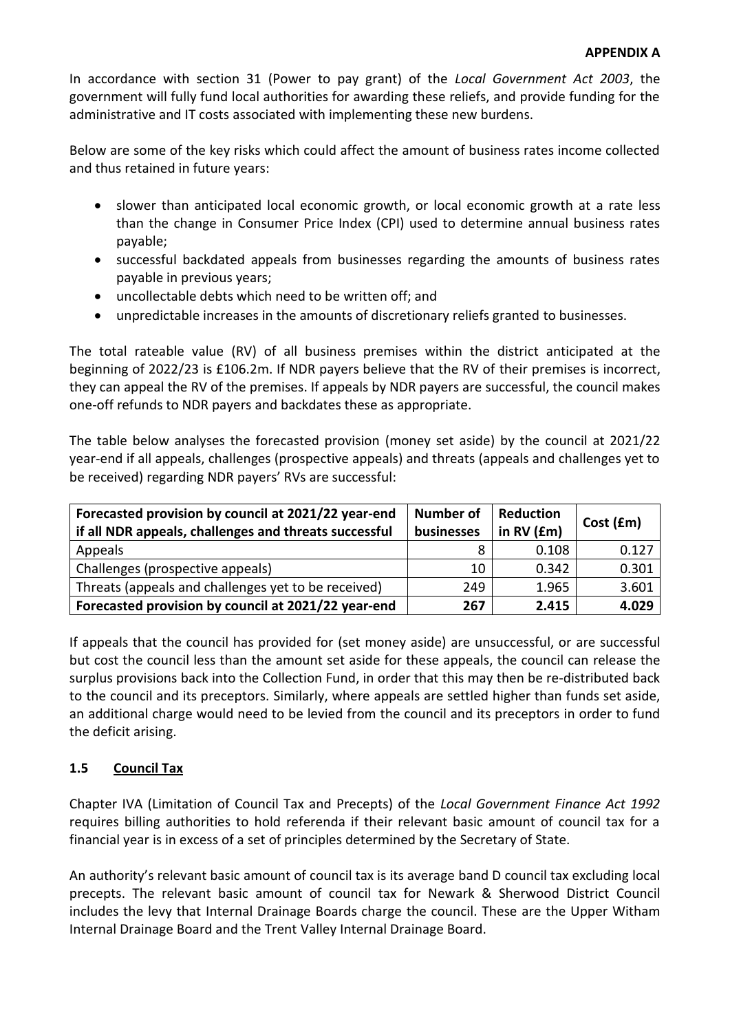**APPENDIX A**

In accordance with section 31 (Power to pay grant) of the *Local Government Act 2003*, the government will fully fund local authorities for awarding these reliefs, and provide funding for the administrative and IT costs associated with implementing these new burdens.

Below are some of the key risks which could affect the amount of business rates income collected and thus retained in future years:

- slower than anticipated local economic growth, or local economic growth at a rate less than the change in Consumer Price Index (CPI) used to determine annual business rates payable;
- successful backdated appeals from businesses regarding the amounts of business rates payable in previous years;
- uncollectable debts which need to be written off; and
- unpredictable increases in the amounts of discretionary reliefs granted to businesses.

The total rateable value (RV) of all business premises within the district anticipated at the beginning of 2022/23 is £106.2m. If NDR payers believe that the RV of their premises is incorrect, they can appeal the RV of the premises. If appeals by NDR payers are successful, the council makes one-off refunds to NDR payers and backdates these as appropriate.

The table below analyses the forecasted provision (money set aside) by the council at 2021/22 year-end if all appeals, challenges (prospective appeals) and threats (appeals and challenges yet to be received) regarding NDR payers' RVs are successful:

| Forecasted provision by council at 2021/22 year-end if all NDR appeals, challenges and threats successful | Number of businesses | Reduction in RV (£m) | Cost (£m) |
|---|---|---|---|
| Appeals | 8 | 0.108 | 0.127 |
| Challenges (prospective appeals) | 10 | 0.342 | 0.301 |
| Threats (appeals and challenges yet to be received) | 249 | 1.965 | 3.601 |
| **Forecasted provision by council at 2021/22 year-end** | **267** | **2.415** | **4.029** |

If appeals that the council has provided for (set money aside) are unsuccessful, or are successful but cost the council less than the amount set aside for these appeals, the council can release the surplus provisions back into the Collection Fund, in order that this may then be re-distributed back to the council and its preceptors. Similarly, where appeals are settled higher than funds set aside, an additional charge would need to be levied from the council and its preceptors in order to fund the deficit arising.

### 1.5 Council Tax

Chapter IVA (Limitation of Council Tax and Precepts) of the *Local Government Finance Act 1992* requires billing authorities to hold referenda if their relevant basic amount of council tax for a financial year is in excess of a set of principles determined by the Secretary of State.

An authority's relevant basic amount of council tax is its average band D council tax excluding local precepts. The relevant basic amount of council tax for Newark & Sherwood District Council includes the levy that Internal Drainage Boards charge the council. These are the Upper Witham Internal Drainage Board and the Trent Valley Internal Drainage Board.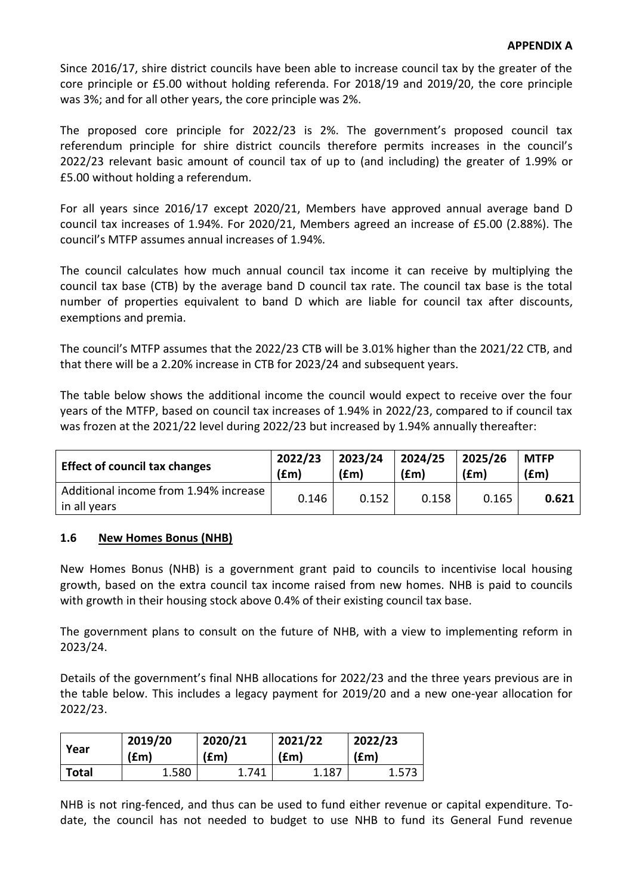Since 2016/17, shire district councils have been able to increase council tax by the greater of the core principle or £5.00 without holding referenda. For 2018/19 and 2019/20, the core principle was 3%; and for all other years, the core principle was 2%.

The proposed core principle for 2022/23 is 2%. The government's proposed council tax referendum principle for shire district councils therefore permits increases in the council's 2022/23 relevant basic amount of council tax of up to (and including) the greater of 1.99% or £5.00 without holding a referendum.

For all years since 2016/17 except 2020/21, Members have approved annual average band D council tax increases of 1.94%. For 2020/21, Members agreed an increase of £5.00 (2.88%). The council's MTFP assumes annual increases of 1.94%.

The council calculates how much annual council tax income it can receive by multiplying the council tax base (CTB) by the average band D council tax rate. The council tax base is the total number of properties equivalent to band D which are liable for council tax after discounts, exemptions and premia.

The council's MTFP assumes that the 2022/23 CTB will be 3.01% higher than the 2021/22 CTB, and that there will be a 2.20% increase in CTB for 2023/24 and subsequent years.

The table below shows the additional income the council would expect to receive over the four years of the MTFP, based on council tax increases of 1.94% in 2022/23, compared to if council tax was frozen at the 2021/22 level during 2022/23 but increased by 1.94% annually thereafter:

| Effect of council tax changes | 2022/23 (£m) | 2023/24 (£m) | 2024/25 (£m) | 2025/26 (£m) | MTFP (£m) |
|---|---|---|---|---|---|
| Additional income from 1.94% increase in all years | 0.146 | 0.152 | 0.158 | 0.165 | **0.621** |

### 1.6 New Homes Bonus (NHB)

New Homes Bonus (NHB) is a government grant paid to councils to incentivise local housing growth, based on the extra council tax income raised from new homes. NHB is paid to councils with growth in their housing stock above 0.4% of their existing council tax base.

The government plans to consult on the future of NHB, with a view to implementing reform in 2023/24.

Details of the government's final NHB allocations for 2022/23 and the three years previous are in the table below. This includes a legacy payment for 2019/20 and a new one-year allocation for 2022/23.

| Year | 2019/20 (£m) | 2020/21 (£m) | 2021/22 (£m) | 2022/23 (£m) |
|---|---|---|---|---|
| **Total** | 1.580 | 1.741 | 1.187 | 1.573 |

NHB is not ring-fenced, and thus can be used to fund either revenue or capital expenditure. To-date, the council has not needed to budget to use NHB to fund its General Fund revenue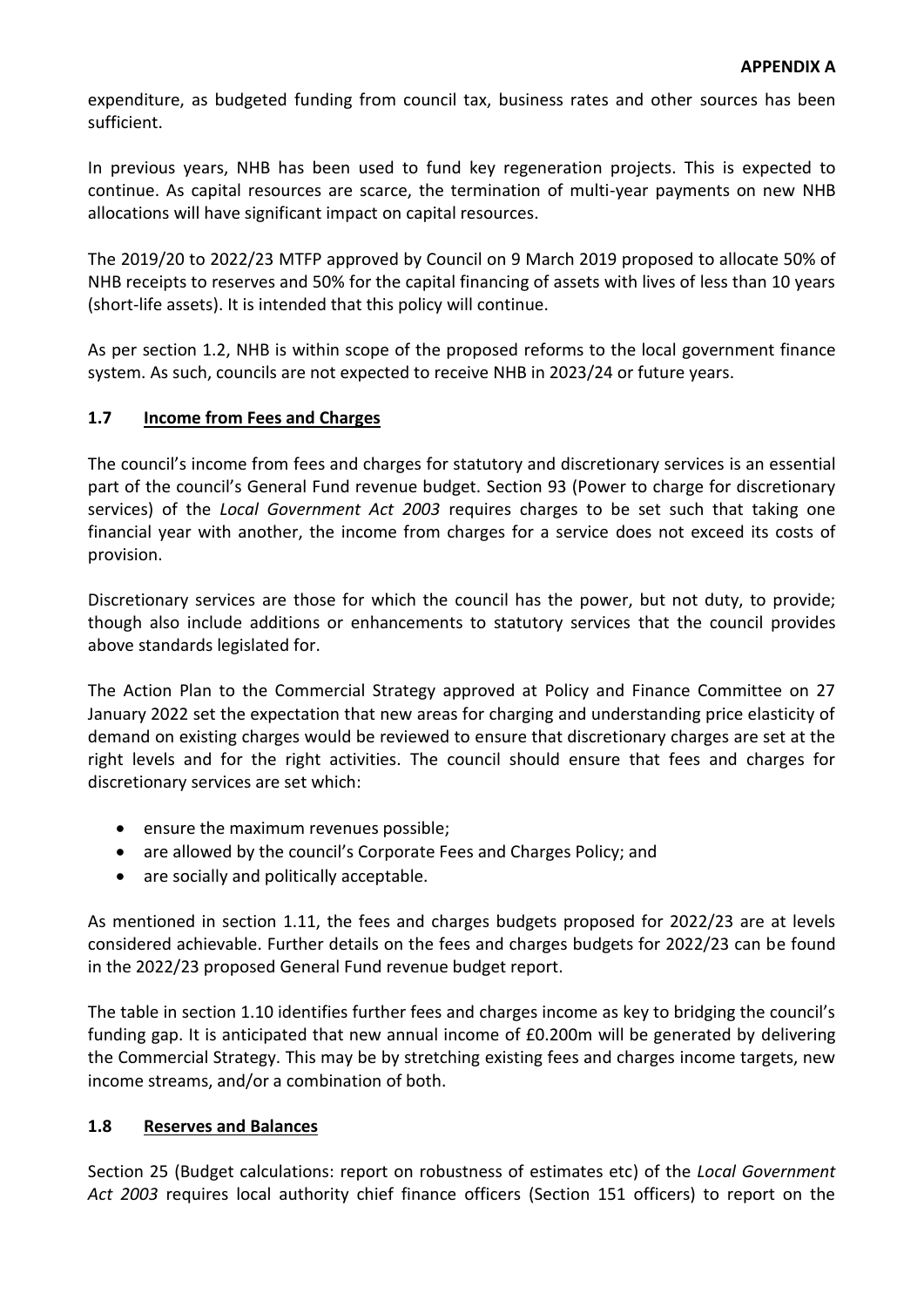expenditure, as budgeted funding from council tax, business rates and other sources has been sufficient.

In previous years, NHB has been used to fund key regeneration projects. This is expected to continue. As capital resources are scarce, the termination of multi-year payments on new NHB allocations will have significant impact on capital resources.

The 2019/20 to 2022/23 MTFP approved by Council on 9 March 2019 proposed to allocate 50% of NHB receipts to reserves and 50% for the capital financing of assets with lives of less than 10 years (short-life assets). It is intended that this policy will continue.

As per section 1.2, NHB is within scope of the proposed reforms to the local government finance system. As such, councils are not expected to receive NHB in 2023/24 or future years.

## 1.7 Income from Fees and Charges

The council's income from fees and charges for statutory and discretionary services is an essential part of the council's General Fund revenue budget. Section 93 (Power to charge for discretionary services) of the *Local Government Act 2003* requires charges to be set such that taking one financial year with another, the income from charges for a service does not exceed its costs of provision.

Discretionary services are those for which the council has the power, but not duty, to provide; though also include additions or enhancements to statutory services that the council provides above standards legislated for.

The Action Plan to the Commercial Strategy approved at Policy and Finance Committee on 27 January 2022 set the expectation that new areas for charging and understanding price elasticity of demand on existing charges would be reviewed to ensure that discretionary charges are set at the right levels and for the right activities. The council should ensure that fees and charges for discretionary services are set which:

- ensure the maximum revenues possible;
- are allowed by the council's Corporate Fees and Charges Policy; and
- are socially and politically acceptable.

As mentioned in section 1.11, the fees and charges budgets proposed for 2022/23 are at levels considered achievable. Further details on the fees and charges budgets for 2022/23 can be found in the 2022/23 proposed General Fund revenue budget report.

The table in section 1.10 identifies further fees and charges income as key to bridging the council's funding gap. It is anticipated that new annual income of £0.200m will be generated by delivering the Commercial Strategy. This may be by stretching existing fees and charges income targets, new income streams, and/or a combination of both.

## 1.8 Reserves and Balances

Section 25 (Budget calculations: report on robustness of estimates etc) of the *Local Government Act 2003* requires local authority chief finance officers (Section 151 officers) to report on the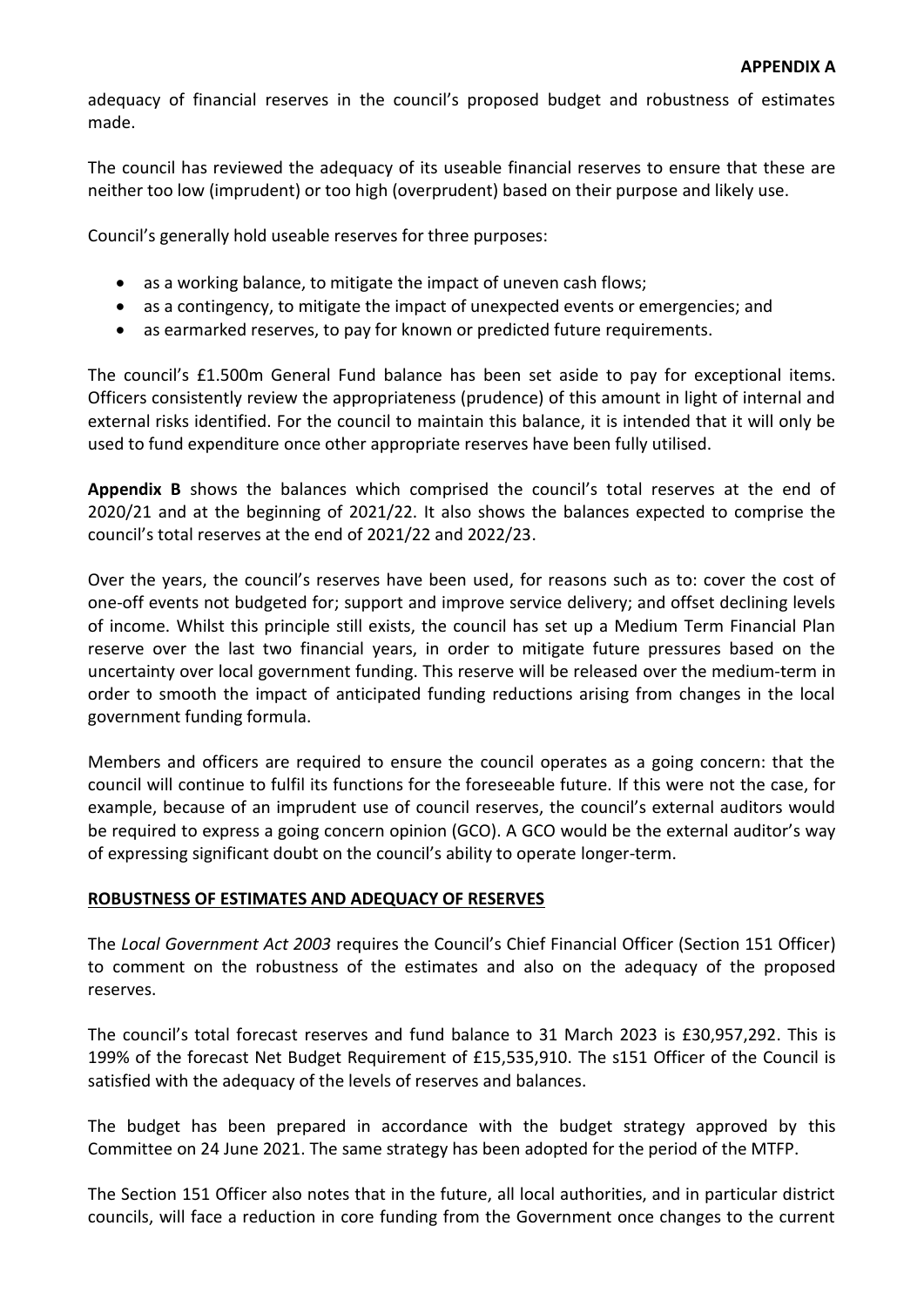**APPENDIX A**

adequacy of financial reserves in the council's proposed budget and robustness of estimates made.

The council has reviewed the adequacy of its useable financial reserves to ensure that these are neither too low (imprudent) or too high (overprudent) based on their purpose and likely use.

Council's generally hold useable reserves for three purposes:

- as a working balance, to mitigate the impact of uneven cash flows;
- as a contingency, to mitigate the impact of unexpected events or emergencies; and
- as earmarked reserves, to pay for known or predicted future requirements.

The council's £1.500m General Fund balance has been set aside to pay for exceptional items. Officers consistently review the appropriateness (prudence) of this amount in light of internal and external risks identified. For the council to maintain this balance, it is intended that it will only be used to fund expenditure once other appropriate reserves have been fully utilised.

**Appendix B** shows the balances which comprised the council's total reserves at the end of 2020/21 and at the beginning of 2021/22. It also shows the balances expected to comprise the council's total reserves at the end of 2021/22 and 2022/23.

Over the years, the council's reserves have been used, for reasons such as to: cover the cost of one-off events not budgeted for; support and improve service delivery; and offset declining levels of income. Whilst this principle still exists, the council has set up a Medium Term Financial Plan reserve over the last two financial years, in order to mitigate future pressures based on the uncertainty over local government funding. This reserve will be released over the medium-term in order to smooth the impact of anticipated funding reductions arising from changes in the local government funding formula.

Members and officers are required to ensure the council operates as a going concern: that the council will continue to fulfil its functions for the foreseeable future. If this were not the case, for example, because of an imprudent use of council reserves, the council's external auditors would be required to express a going concern opinion (GCO). A GCO would be the external auditor's way of expressing significant doubt on the council's ability to operate longer-term.

## ROBUSTNESS OF ESTIMATES AND ADEQUACY OF RESERVES

The *Local Government Act 2003* requires the Council's Chief Financial Officer (Section 151 Officer) to comment on the robustness of the estimates and also on the adequacy of the proposed reserves.

The council's total forecast reserves and fund balance to 31 March 2023 is £30,957,292. This is 199% of the forecast Net Budget Requirement of £15,535,910. The s151 Officer of the Council is satisfied with the adequacy of the levels of reserves and balances.

The budget has been prepared in accordance with the budget strategy approved by this Committee on 24 June 2021. The same strategy has been adopted for the period of the MTFP.

The Section 151 Officer also notes that in the future, all local authorities, and in particular district councils, will face a reduction in core funding from the Government once changes to the current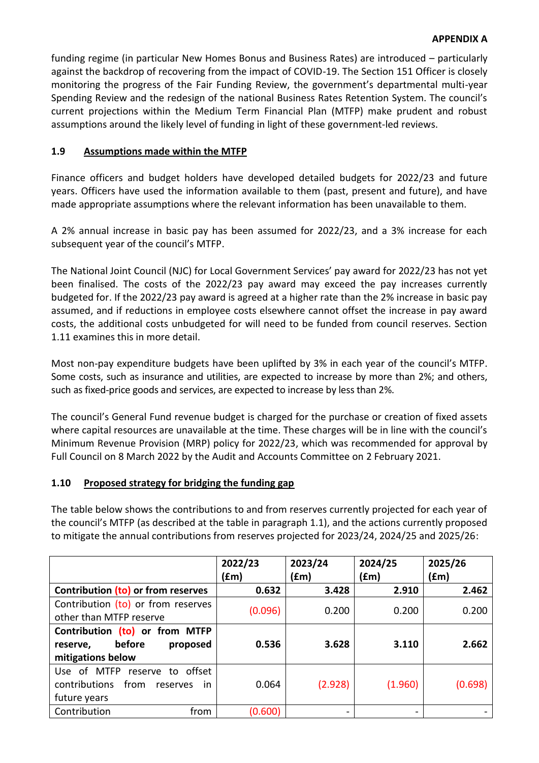funding regime (in particular New Homes Bonus and Business Rates) are introduced – particularly against the backdrop of recovering from the impact of COVID-19. The Section 151 Officer is closely monitoring the progress of the Fair Funding Review, the government's departmental multi-year Spending Review and the redesign of the national Business Rates Retention System. The council's current projections within the Medium Term Financial Plan (MTFP) make prudent and robust assumptions around the likely level of funding in light of these government-led reviews.

## 1.9 Assumptions made within the MTFP

Finance officers and budget holders have developed detailed budgets for 2022/23 and future years. Officers have used the information available to them (past, present and future), and have made appropriate assumptions where the relevant information has been unavailable to them.

A 2% annual increase in basic pay has been assumed for 2022/23, and a 3% increase for each subsequent year of the council's MTFP.

The National Joint Council (NJC) for Local Government Services' pay award for 2022/23 has not yet been finalised. The costs of the 2022/23 pay award may exceed the pay increases currently budgeted for. If the 2022/23 pay award is agreed at a higher rate than the 2% increase in basic pay assumed, and if reductions in employee costs elsewhere cannot offset the increase in pay award costs, the additional costs unbudgeted for will need to be funded from council reserves. Section 1.11 examines this in more detail.

Most non-pay expenditure budgets have been uplifted by 3% in each year of the council's MTFP. Some costs, such as insurance and utilities, are expected to increase by more than 2%; and others, such as fixed-price goods and services, are expected to increase by less than 2%.

The council's General Fund revenue budget is charged for the purchase or creation of fixed assets where capital resources are unavailable at the time. These charges will be in line with the council's Minimum Revenue Provision (MRP) policy for 2022/23, which was recommended for approval by Full Council on 8 March 2022 by the Audit and Accounts Committee on 2 February 2021.

## 1.10 Proposed strategy for bridging the funding gap

The table below shows the contributions to and from reserves currently projected for each year of the council's MTFP (as described at the table in paragraph 1.1), and the actions currently proposed to mitigate the annual contributions from reserves projected for 2023/24, 2024/25 and 2025/26:

| | 2022/23 (£m) | 2023/24 (£m) | 2024/25 (£m) | 2025/26 (£m) |
|---|---|---|---|---|
| **Contribution (to) or from reserves** | **0.632** | **3.428** | **2.910** | **2.462** |
| Contribution (to) or from reserves other than MTFP reserve | (0.096) | 0.200 | 0.200 | 0.200 |
| **Contribution (to) or from MTFP reserve, before proposed mitigations below** | **0.536** | **3.628** | **3.110** | **2.662** |
| Use of MTFP reserve to offset contributions from reserves in future years | 0.064 | (2.928) | (1.960) | (0.698) |
| Contribution from | (0.600) | - | - | - |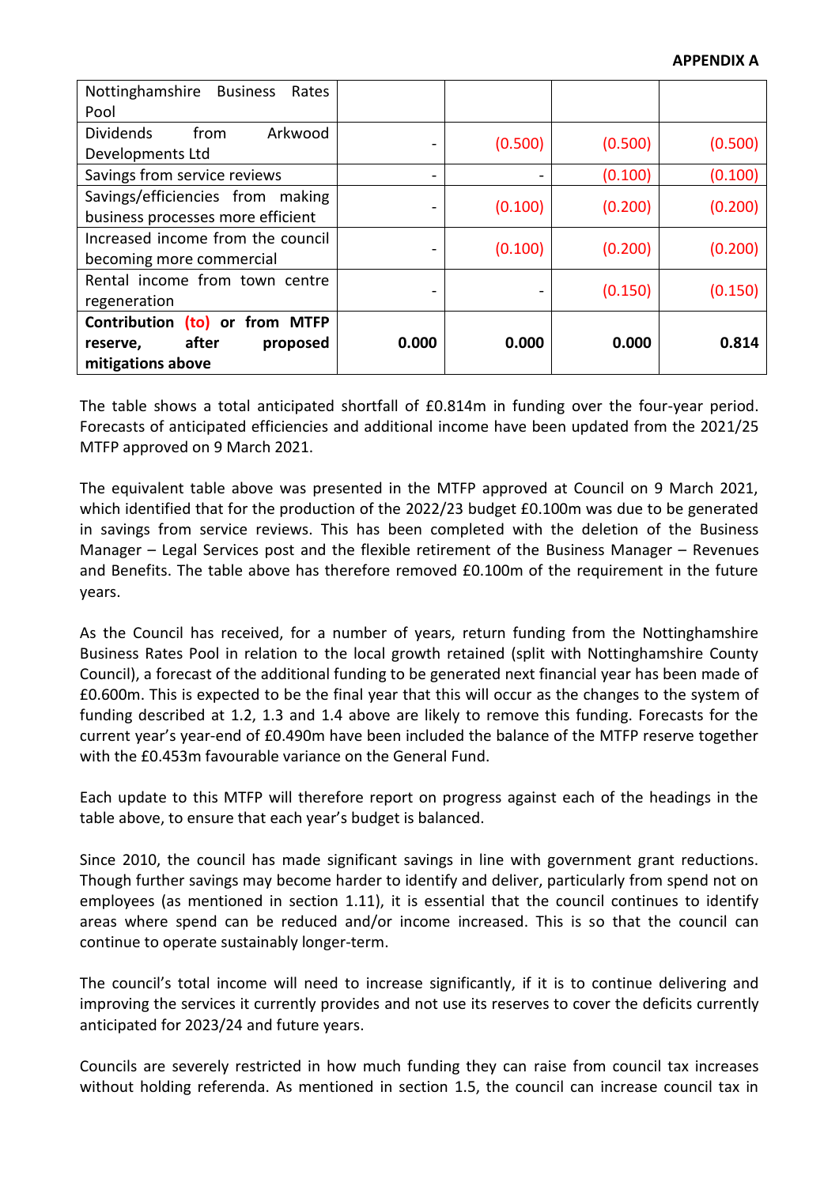**APPENDIX A**

| | | | | |
|---|---|---|---|---|
| Nottinghamshire Business Rates Pool | | | | |
| Dividends from Arkwood Developments Ltd | - | (0.500) | (0.500) | (0.500) |
| Savings from service reviews | - | - | (0.100) | (0.100) |
| Savings/efficiencies from making business processes more efficient | - | (0.100) | (0.200) | (0.200) |
| Increased income from the council becoming more commercial | - | (0.100) | (0.200) | (0.200) |
| Rental income from town centre regeneration | - | - | (0.150) | (0.150) |
| **Contribution (to) or from MTFP reserve, after proposed mitigations above** | **0.000** | **0.000** | **0.000** | **0.814** |

The table shows a total anticipated shortfall of £0.814m in funding over the four-year period. Forecasts of anticipated efficiencies and additional income have been updated from the 2021/25 MTFP approved on 9 March 2021.

The equivalent table above was presented in the MTFP approved at Council on 9 March 2021, which identified that for the production of the 2022/23 budget £0.100m was due to be generated in savings from service reviews. This has been completed with the deletion of the Business Manager – Legal Services post and the flexible retirement of the Business Manager – Revenues and Benefits. The table above has therefore removed £0.100m of the requirement in the future years.

As the Council has received, for a number of years, return funding from the Nottinghamshire Business Rates Pool in relation to the local growth retained (split with Nottinghamshire County Council), a forecast of the additional funding to be generated next financial year has been made of £0.600m. This is expected to be the final year that this will occur as the changes to the system of funding described at 1.2, 1.3 and 1.4 above are likely to remove this funding. Forecasts for the current year's year-end of £0.490m have been included the balance of the MTFP reserve together with the £0.453m favourable variance on the General Fund.

Each update to this MTFP will therefore report on progress against each of the headings in the table above, to ensure that each year's budget is balanced.

Since 2010, the council has made significant savings in line with government grant reductions. Though further savings may become harder to identify and deliver, particularly from spend not on employees (as mentioned in section 1.11), it is essential that the council continues to identify areas where spend can be reduced and/or income increased. This is so that the council can continue to operate sustainably longer-term.

The council's total income will need to increase significantly, if it is to continue delivering and improving the services it currently provides and not use its reserves to cover the deficits currently anticipated for 2023/24 and future years.

Councils are severely restricted in how much funding they can raise from council tax increases without holding referenda. As mentioned in section 1.5, the council can increase council tax in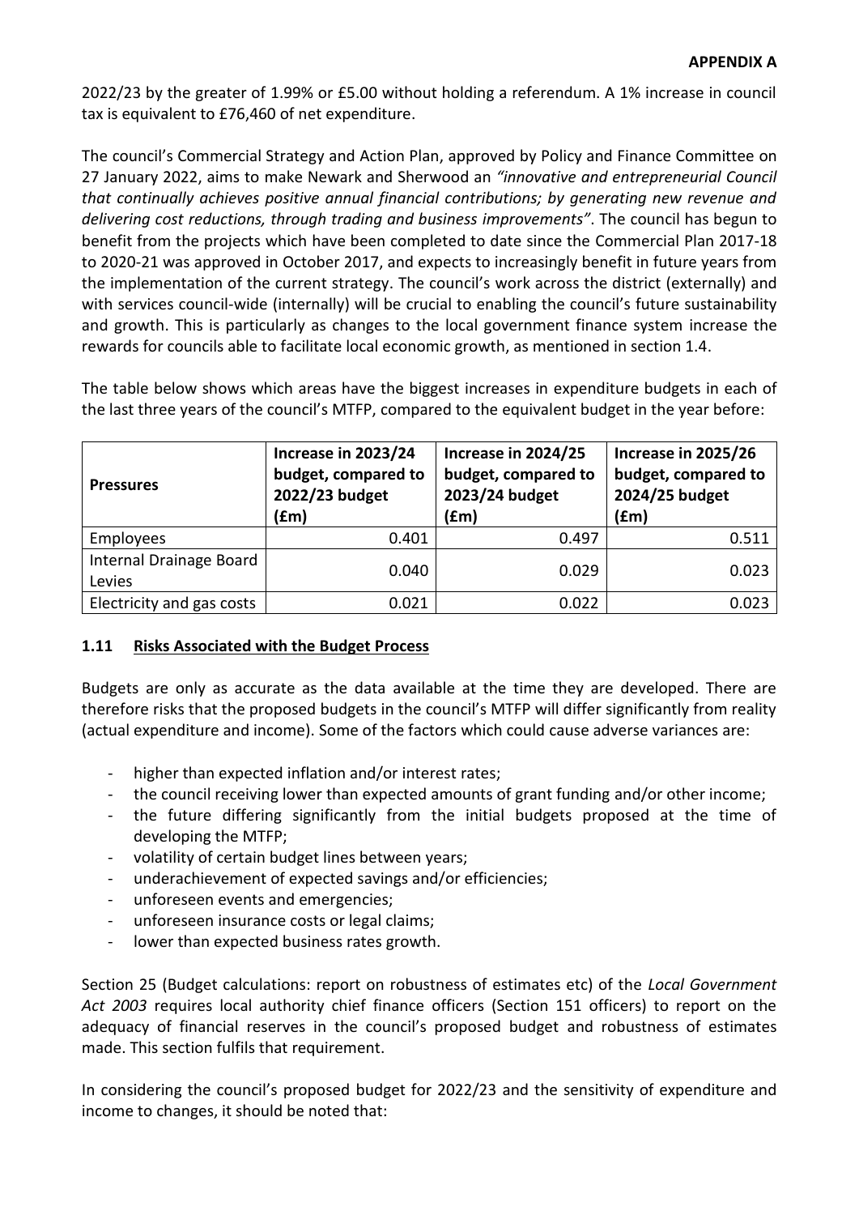2022/23 by the greater of 1.99% or £5.00 without holding a referendum. A 1% increase in council tax is equivalent to £76,460 of net expenditure.

The council's Commercial Strategy and Action Plan, approved by Policy and Finance Committee on 27 January 2022, aims to make Newark and Sherwood an *"innovative and entrepreneurial Council that continually achieves positive annual financial contributions; by generating new revenue and delivering cost reductions, through trading and business improvements"*. The council has begun to benefit from the projects which have been completed to date since the Commercial Plan 2017-18 to 2020-21 was approved in October 2017, and expects to increasingly benefit in future years from the implementation of the current strategy. The council's work across the district (externally) and with services council-wide (internally) will be crucial to enabling the council's future sustainability and growth. This is particularly as changes to the local government finance system increase the rewards for councils able to facilitate local economic growth, as mentioned in section 1.4.

The table below shows which areas have the biggest increases in expenditure budgets in each of the last three years of the council's MTFP, compared to the equivalent budget in the year before:

| **Pressures** | **Increase in 2023/24 budget, compared to 2022/23 budget (£m)** | **Increase in 2024/25 budget, compared to 2023/24 budget (£m)** | **Increase in 2025/26 budget, compared to 2024/25 budget (£m)** |
|---|---|---|---|
| Employees | 0.401 | 0.497 | 0.511 |
| Internal Drainage Board Levies | 0.040 | 0.029 | 0.023 |
| Electricity and gas costs | 0.021 | 0.022 | 0.023 |

### 1.11 Risks Associated with the Budget Process

Budgets are only as accurate as the data available at the time they are developed. There are therefore risks that the proposed budgets in the council's MTFP will differ significantly from reality (actual expenditure and income). Some of the factors which could cause adverse variances are:

- higher than expected inflation and/or interest rates;
- the council receiving lower than expected amounts of grant funding and/or other income;
- the future differing significantly from the initial budgets proposed at the time of developing the MTFP;
- volatility of certain budget lines between years;
- underachievement of expected savings and/or efficiencies;
- unforeseen events and emergencies;
- unforeseen insurance costs or legal claims;
- lower than expected business rates growth.

Section 25 (Budget calculations: report on robustness of estimates etc) of the *Local Government Act 2003* requires local authority chief finance officers (Section 151 officers) to report on the adequacy of financial reserves in the council's proposed budget and robustness of estimates made. This section fulfils that requirement.

In considering the council's proposed budget for 2022/23 and the sensitivity of expenditure and income to changes, it should be noted that: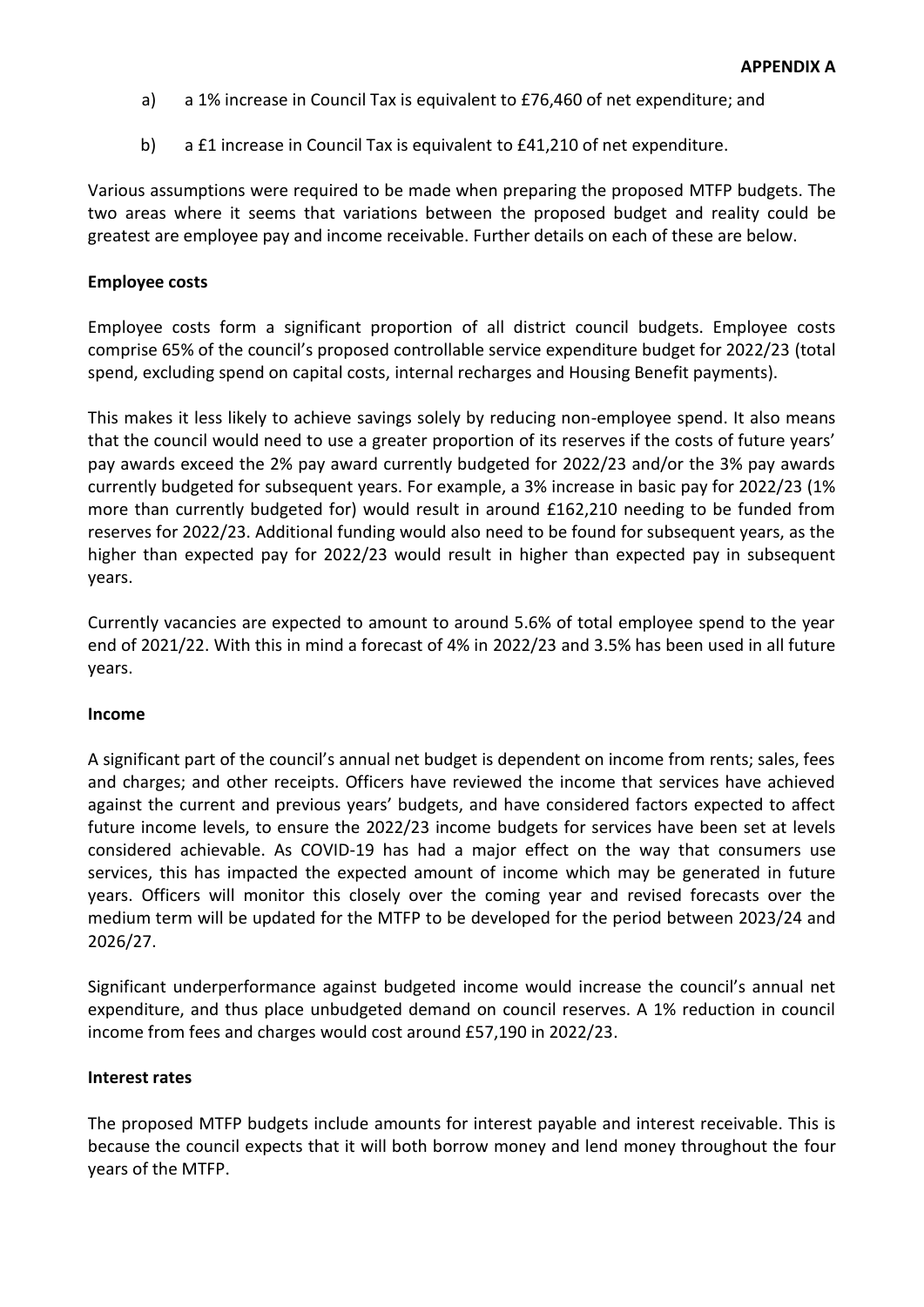**APPENDIX A**

a) a 1% increase in Council Tax is equivalent to £76,460 of net expenditure; and

b) a £1 increase in Council Tax is equivalent to £41,210 of net expenditure.

Various assumptions were required to be made when preparing the proposed MTFP budgets. The two areas where it seems that variations between the proposed budget and reality could be greatest are employee pay and income receivable. Further details on each of these are below.

**Employee costs**

Employee costs form a significant proportion of all district council budgets. Employee costs comprise 65% of the council's proposed controllable service expenditure budget for 2022/23 (total spend, excluding spend on capital costs, internal recharges and Housing Benefit payments).

This makes it less likely to achieve savings solely by reducing non-employee spend. It also means that the council would need to use a greater proportion of its reserves if the costs of future years' pay awards exceed the 2% pay award currently budgeted for 2022/23 and/or the 3% pay awards currently budgeted for subsequent years. For example, a 3% increase in basic pay for 2022/23 (1% more than currently budgeted for) would result in around £162,210 needing to be funded from reserves for 2022/23. Additional funding would also need to be found for subsequent years, as the higher than expected pay for 2022/23 would result in higher than expected pay in subsequent years.

Currently vacancies are expected to amount to around 5.6% of total employee spend to the year end of 2021/22. With this in mind a forecast of 4% in 2022/23 and 3.5% has been used in all future years.

**Income**

A significant part of the council's annual net budget is dependent on income from rents; sales, fees and charges; and other receipts. Officers have reviewed the income that services have achieved against the current and previous years' budgets, and have considered factors expected to affect future income levels, to ensure the 2022/23 income budgets for services have been set at levels considered achievable. As COVID-19 has had a major effect on the way that consumers use services, this has impacted the expected amount of income which may be generated in future years. Officers will monitor this closely over the coming year and revised forecasts over the medium term will be updated for the MTFP to be developed for the period between 2023/24 and 2026/27.

Significant underperformance against budgeted income would increase the council's annual net expenditure, and thus place unbudgeted demand on council reserves. A 1% reduction in council income from fees and charges would cost around £57,190 in 2022/23.

**Interest rates**

The proposed MTFP budgets include amounts for interest payable and interest receivable. This is because the council expects that it will both borrow money and lend money throughout the four years of the MTFP.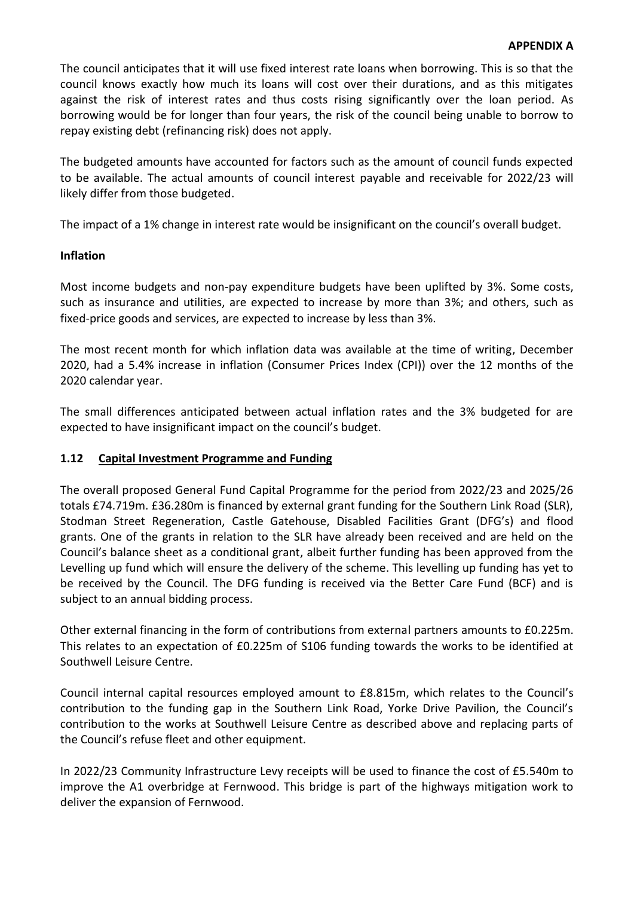**APPENDIX A**

The council anticipates that it will use fixed interest rate loans when borrowing. This is so that the council knows exactly how much its loans will cost over their durations, and as this mitigates against the risk of interest rates and thus costs rising significantly over the loan period. As borrowing would be for longer than four years, the risk of the council being unable to borrow to repay existing debt (refinancing risk) does not apply.

The budgeted amounts have accounted for factors such as the amount of council funds expected to be available. The actual amounts of council interest payable and receivable for 2022/23 will likely differ from those budgeted.

The impact of a 1% change in interest rate would be insignificant on the council's overall budget.

**Inflation**

Most income budgets and non-pay expenditure budgets have been uplifted by 3%. Some costs, such as insurance and utilities, are expected to increase by more than 3%; and others, such as fixed-price goods and services, are expected to increase by less than 3%.

The most recent month for which inflation data was available at the time of writing, December 2020, had a 5.4% increase in inflation (Consumer Prices Index (CPI)) over the 12 months of the 2020 calendar year.

The small differences anticipated between actual inflation rates and the 3% budgeted for are expected to have insignificant impact on the council's budget.

## 1.12 Capital Investment Programme and Funding

The overall proposed General Fund Capital Programme for the period from 2022/23 and 2025/26 totals £74.719m. £36.280m is financed by external grant funding for the Southern Link Road (SLR), Stodman Street Regeneration, Castle Gatehouse, Disabled Facilities Grant (DFG's) and flood grants. One of the grants in relation to the SLR have already been received and are held on the Council's balance sheet as a conditional grant, albeit further funding has been approved from the Levelling up fund which will ensure the delivery of the scheme. This levelling up funding has yet to be received by the Council. The DFG funding is received via the Better Care Fund (BCF) and is subject to an annual bidding process.

Other external financing in the form of contributions from external partners amounts to £0.225m. This relates to an expectation of £0.225m of S106 funding towards the works to be identified at Southwell Leisure Centre.

Council internal capital resources employed amount to £8.815m, which relates to the Council's contribution to the funding gap in the Southern Link Road, Yorke Drive Pavilion, the Council's contribution to the works at Southwell Leisure Centre as described above and replacing parts of the Council's refuse fleet and other equipment.

In 2022/23 Community Infrastructure Levy receipts will be used to finance the cost of £5.540m to improve the A1 overbridge at Fernwood. This bridge is part of the highways mitigation work to deliver the expansion of Fernwood.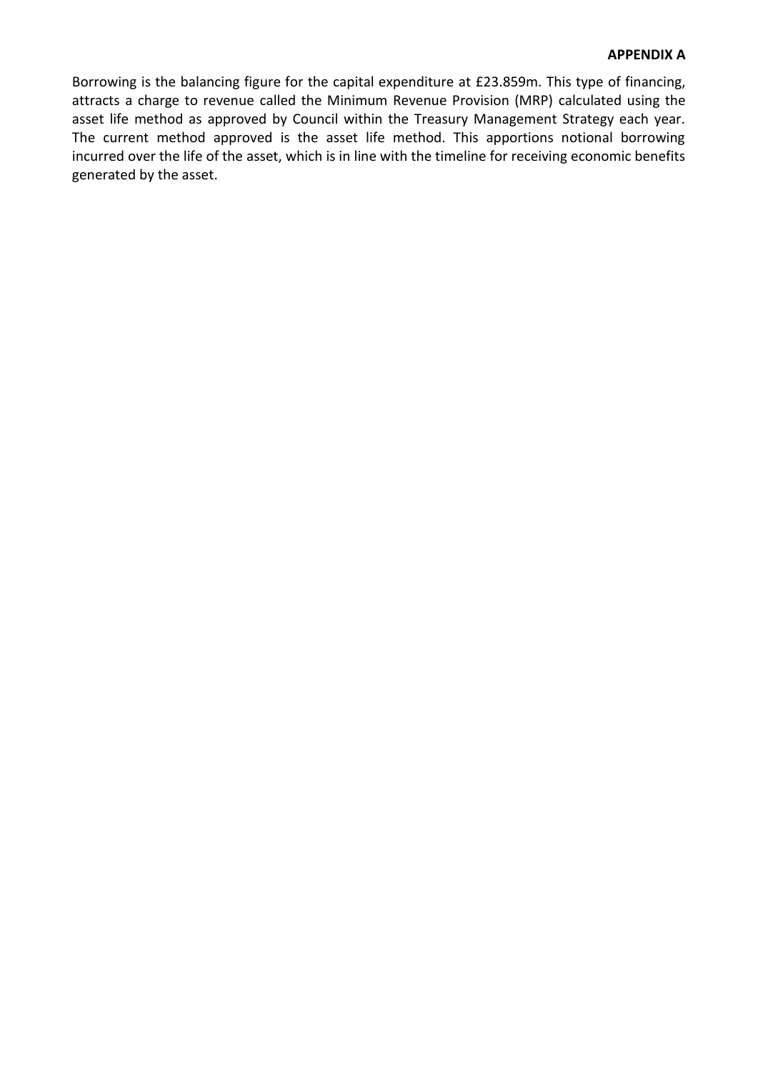**APPENDIX A**

Borrowing is the balancing figure for the capital expenditure at £23.859m. This type of financing, attracts a charge to revenue called the Minimum Revenue Provision (MRP) calculated using the asset life method as approved by Council within the Treasury Management Strategy each year. The current method approved is the asset life method. This apportions notional borrowing incurred over the life of the asset, which is in line with the timeline for receiving economic benefits generated by the asset.